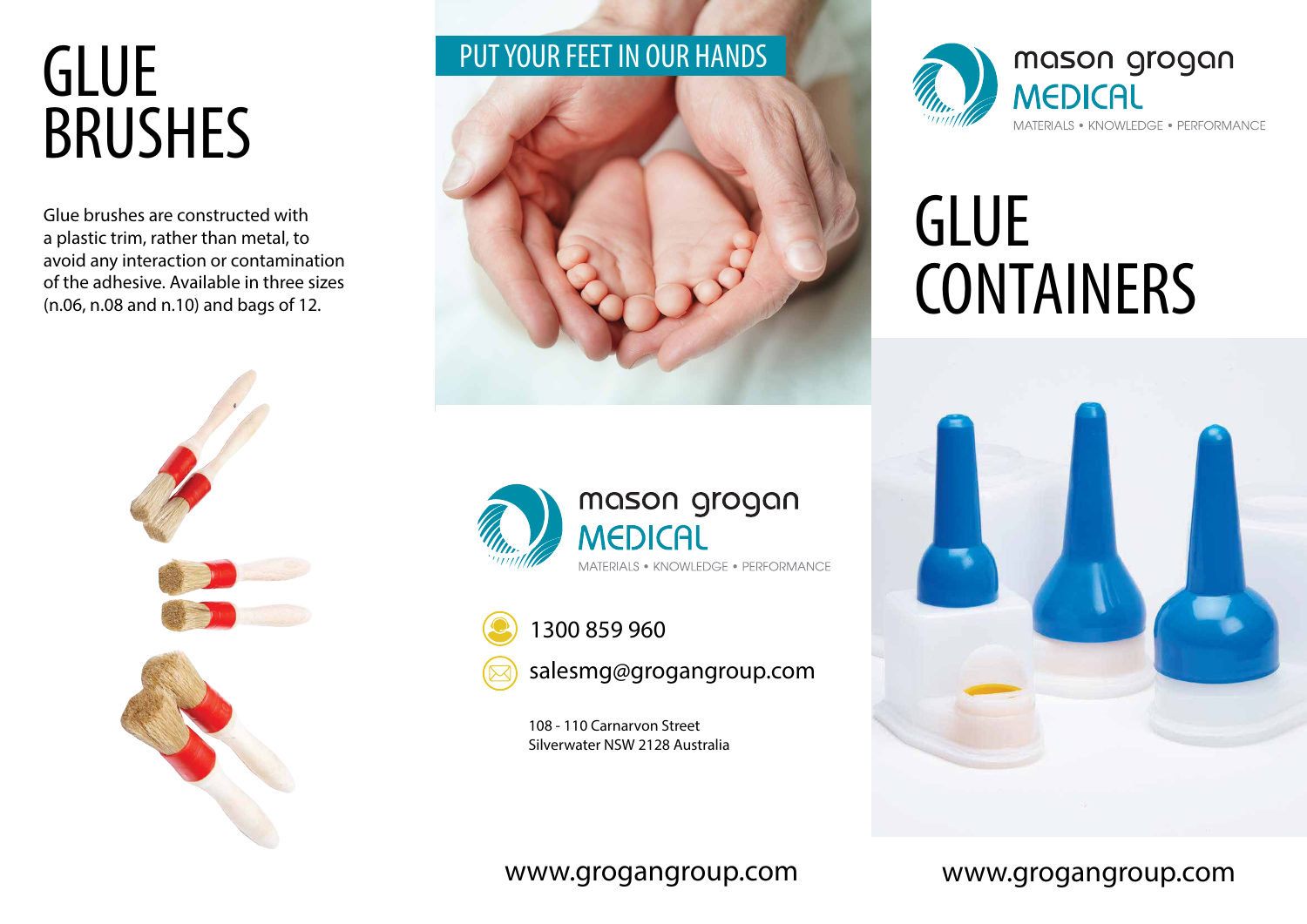# GLUE BRUSHES

Glue brushes are constructed with a plastic trim, rather than metal, to avoid any interaction or contamination of the adhesive. Available in three sizes (n.06, n.08 and n.10) and bags of 12.

PUT YOUR FEET IN OUR HANDS

mason grogan MEDICAL

MATERIALS • KNOWLEDGE • PERFORMANCE

1300 859 960

salesmg@grogangroup.com

108 - 110 Carnarvon Street
Silverwater NSW 2128 Australia

www.grogangroup.com

mason grogan MEDICAL

MATERIALS • KNOWLEDGE • PERFORMANCE

# GLUE CONTAINERS

www.grogangroup.com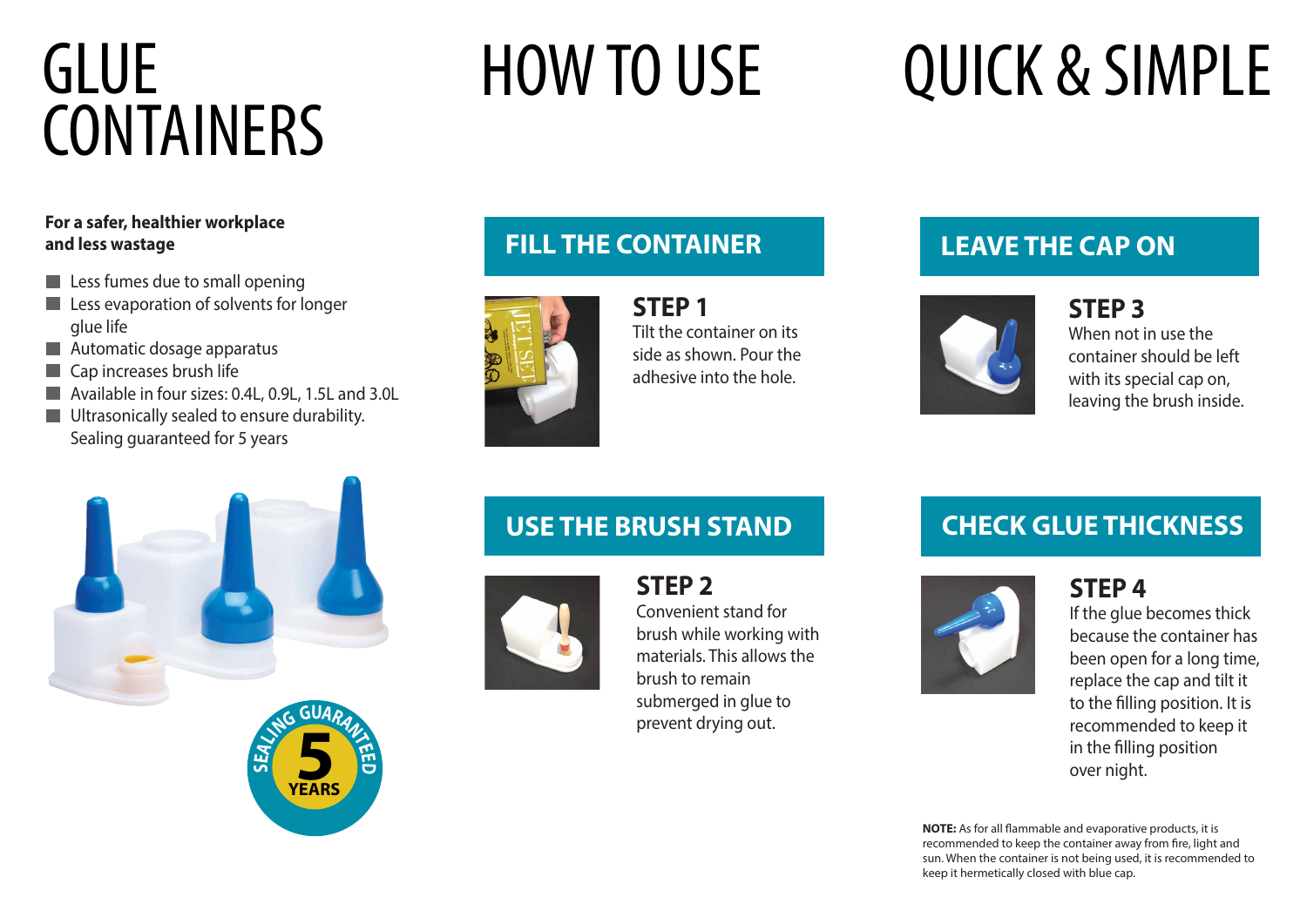# GLUE CONTAINERS

**For a safer, healthier workplace and less wastage**

- Less fumes due to small opening
- Less evaporation of solvents for longer glue life
- Automatic dosage apparatus
- Cap increases brush life
- Available in four sizes: 0.4L, 0.9L, 1.5L and 3.0L
- Ultrasonically sealed to ensure durability. Sealing guaranteed for 5 years

SEALING GUARANTEED 5 YEARS

# HOW TO USE

## FILL THE CONTAINER

### STEP 1

Tilt the container on its side as shown. Pour the adhesive into the hole.

## USE THE BRUSH STAND

### STEP 2

Convenient stand for brush while working with materials. This allows the brush to remain submerged in glue to prevent drying out.

# QUICK & SIMPLE

## LEAVE THE CAP ON

### STEP 3

When not in use the container should be left with its special cap on, leaving the brush inside.

## CHECK GLUE THICKNESS

### STEP 4

If the glue becomes thick because the container has been open for a long time, replace the cap and tilt it to the filling position. It is recommended to keep it in the filling position over night.

**NOTE:** As for all flammable and evaporative products, it is recommended to keep the container away from fire, light and sun. When the container is not being used, it is recommended to keep it hermetically closed with blue cap.